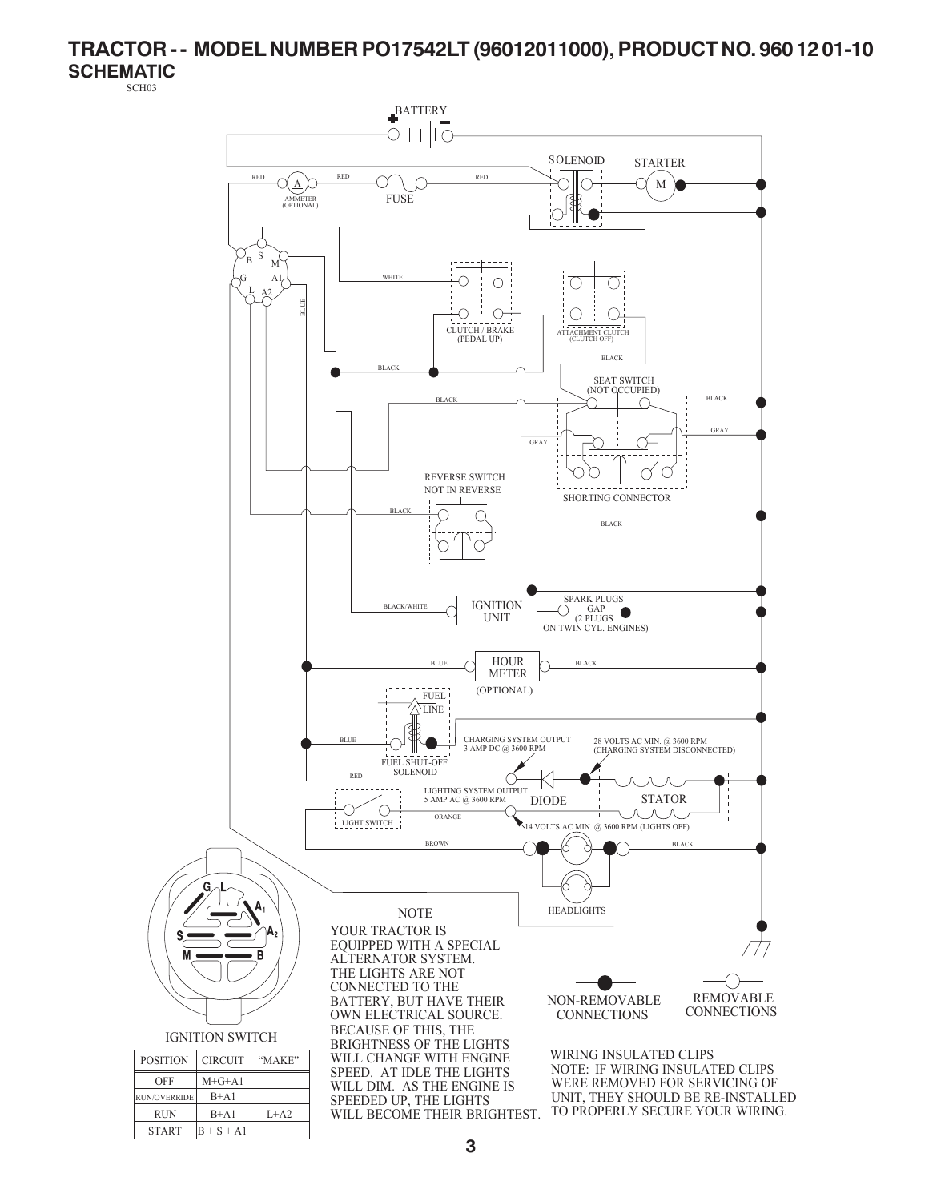# TRACTOR - - MODEL NUMBER PO17542LT (96012011000), PRODUCT NO. 960 12 01-10

## SCHEMATIC

SCH03

BATTERY

SOLENOID

STARTER

M

RED

A

RED

RED

AMMETER (OPTIONAL)

FUSE

B S M G A1 L A2

WHITE

BLUE

CLUTCH / BRAKE (PEDAL UP)

ATTACHMENT CLUTCH (CLUTCH OFF)

BLACK

BLACK

SEAT SWITCH (NOT OCCUPIED)

BLACK

BLACK

GRAY

GRAY

SHORTING CONNECTOR

REVERSE SWITCH NOT IN REVERSE

BLACK

BLACK

BLACK/WHITE

IGNITION UNIT

SPARK PLUGS GAP (2 PLUGS ON TWIN CYL. ENGINES)

BLUE

HOUR METER

BLACK

(OPTIONAL)

FUEL LINE

BLUE

CHARGING SYSTEM OUTPUT 3 AMP DC @ 3600 RPM

28 VOLTS AC MIN. @ 3600 RPM (CHARGING SYSTEM DISCONNECTED)

FUEL SHUT-OFF SOLENOID

RED

LIGHTING SYSTEM OUTPUT 5 AMP AC @ 3600 RPM

DIODE

STATOR

ORANGE

LIGHT SWITCH

14 VOLTS AC MIN. @ 3600 RPM (LIGHTS OFF)

BROWN

BLACK

HEADLIGHTS

G L A1 S A2 M B

IGNITION SWITCH

| POSITION | CIRCUIT | "MAKE" |
|---|---|---|
| OFF | M+G+A1 | |
| RUN/OVERRIDE | B+A1 | |
| RUN | B+A1 | L+A2 |
| START | B + S + A1 | |

NOTE

YOUR TRACTOR IS EQUIPPED WITH A SPECIAL ALTERNATOR SYSTEM. THE LIGHTS ARE NOT CONNECTED TO THE BATTERY, BUT HAVE THEIR OWN ELECTRICAL SOURCE. BECAUSE OF THIS, THE BRIGHTNESS OF THE LIGHTS WILL CHANGE WITH ENGINE SPEED. AT IDLE THE LIGHTS WILL DIM. AS THE ENGINE IS SPEEDED UP, THE LIGHTS WILL BECOME THEIR BRIGHTEST.

NON-REMOVABLE CONNECTIONS

REMOVABLE CONNECTIONS

WIRING INSULATED CLIPS
NOTE: IF WIRING INSULATED CLIPS WERE REMOVED FOR SERVICING OF UNIT, THEY SHOULD BE RE-INSTALLED TO PROPERLY SECURE YOUR WIRING.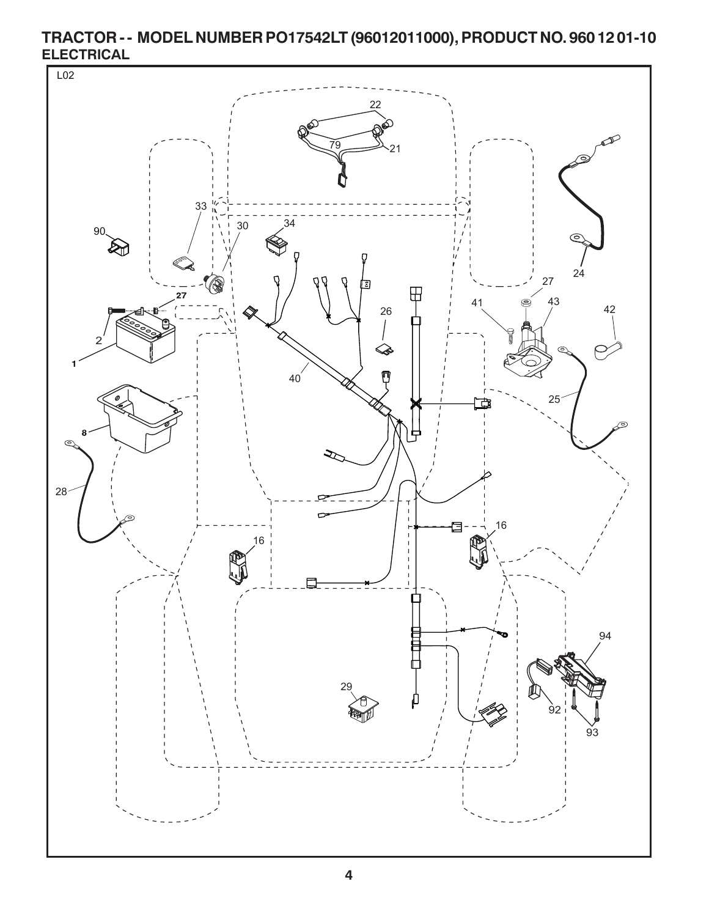# TRACTOR - - MODEL NUMBER PO17542LT (96012011000), PRODUCT NO. 960 12 01-10
## ELECTRICAL

L02

22, 79, 21, 33, 90, 30, 34, 24, 27, 41, 43, 42, 2, 26, 1, 40, 25, 8, 28, 16, 16, 94, 29, 92, 93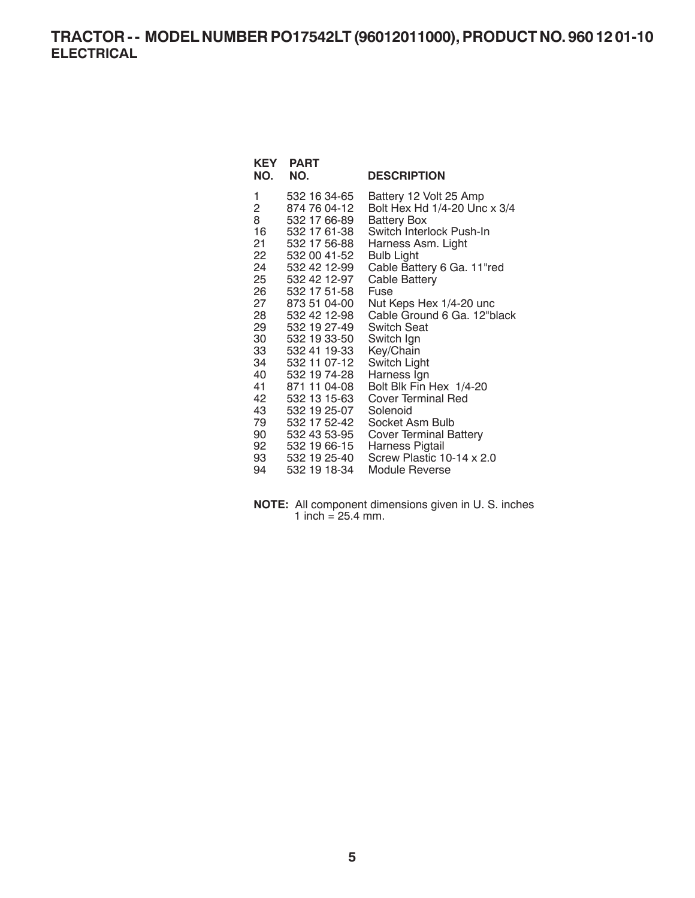# TRACTOR - - MODEL NUMBER PO17542LT (96012011000), PRODUCT NO. 960 12 01-10

## ELECTRICAL

| KEY NO. | PART NO. | DESCRIPTION |
|---|---|---|
| 1 | 532 16 34-65 | Battery 12 Volt 25 Amp |
| 2 | 874 76 04-12 | Bolt Hex Hd 1/4-20 Unc x 3/4 |
| 8 | 532 17 66-89 | Battery Box |
| 16 | 532 17 61-38 | Switch Interlock Push-In |
| 21 | 532 17 56-88 | Harness Asm. Light |
| 22 | 532 00 41-52 | Bulb Light |
| 24 | 532 42 12-99 | Cable Battery 6 Ga. 11"red |
| 25 | 532 42 12-97 | Cable Battery |
| 26 | 532 17 51-58 | Fuse |
| 27 | 873 51 04-00 | Nut Keps Hex 1/4-20 unc |
| 28 | 532 42 12-98 | Cable Ground 6 Ga. 12"black |
| 29 | 532 19 27-49 | Switch Seat |
| 30 | 532 19 33-50 | Switch Ign |
| 33 | 532 41 19-33 | Key/Chain |
| 34 | 532 11 07-12 | Switch Light |
| 40 | 532 19 74-28 | Harness Ign |
| 41 | 871 11 04-08 | Bolt Blk Fin Hex 1/4-20 |
| 42 | 532 13 15-63 | Cover Terminal Red |
| 43 | 532 19 25-07 | Solenoid |
| 79 | 532 17 52-42 | Socket Asm Bulb |
| 90 | 532 43 53-95 | Cover Terminal Battery |
| 92 | 532 19 66-15 | Harness Pigtail |
| 93 | 532 19 25-40 | Screw Plastic 10-14 x 2.0 |
| 94 | 532 19 18-34 | Module Reverse |

**NOTE:** All component dimensions given in U. S. inches
1 inch = 25.4 mm.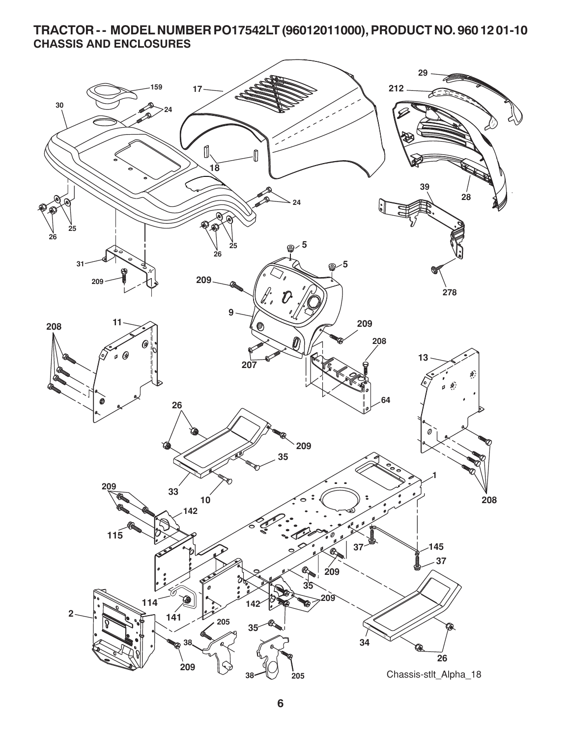# TRACTOR - - MODEL NUMBER PO17542LT (96012011000), PRODUCT NO. 960 12 01-10
## CHASSIS AND ENCLOSURES

Chassis-stlt_Alpha_18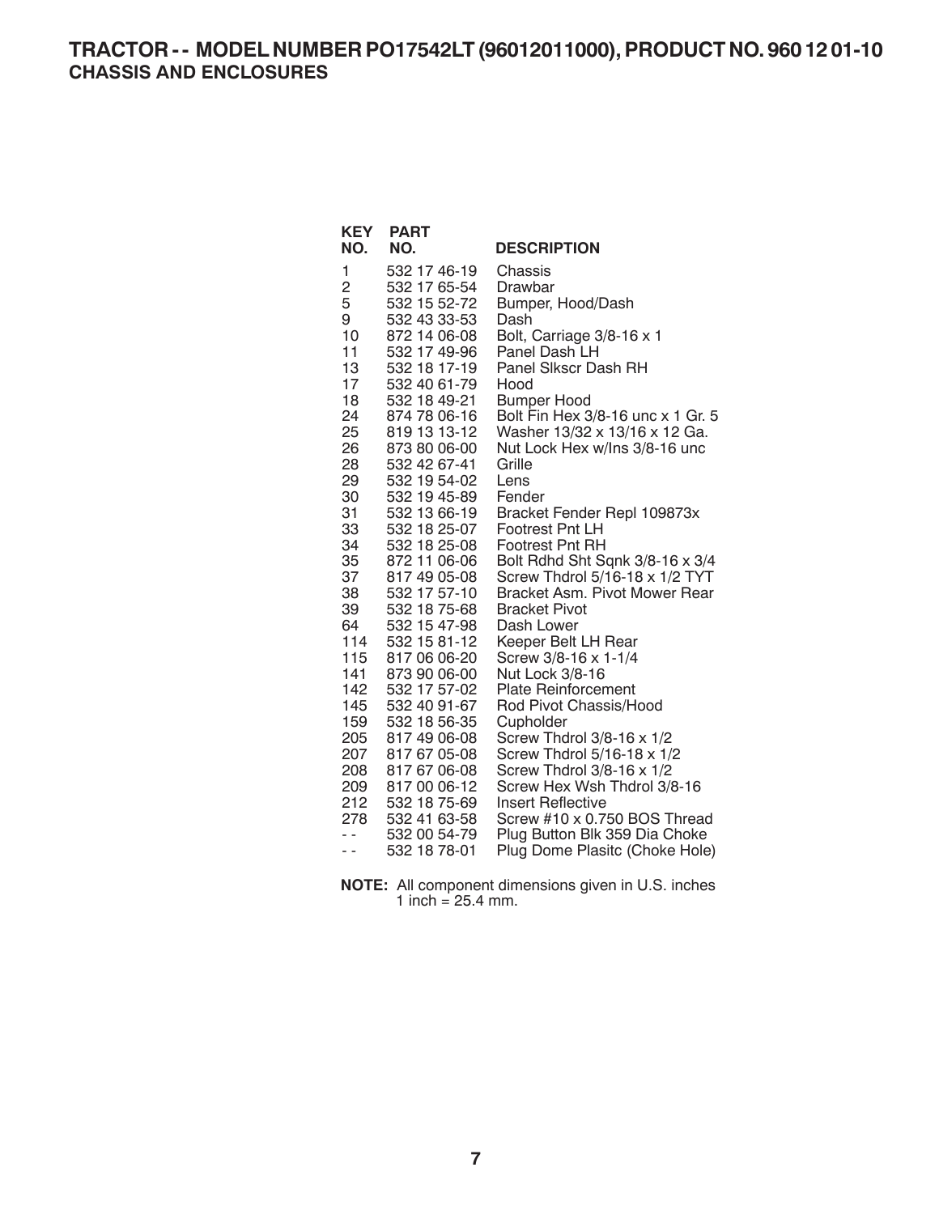# TRACTOR - - MODEL NUMBER PO17542LT (96012011000), PRODUCT NO. 960 12 01-10

## CHASSIS AND ENCLOSURES

| KEY NO. | PART NO. | DESCRIPTION |
|---|---|---|
| 1 | 532 17 46-19 | Chassis |
| 2 | 532 17 65-54 | Drawbar |
| 5 | 532 15 52-72 | Bumper, Hood/Dash |
| 9 | 532 43 33-53 | Dash |
| 10 | 872 14 06-08 | Bolt, Carriage 3/8-16 x 1 |
| 11 | 532 17 49-96 | Panel Dash LH |
| 13 | 532 18 17-19 | Panel Slkscr Dash RH |
| 17 | 532 40 61-79 | Hood |
| 18 | 532 18 49-21 | Bumper Hood |
| 24 | 874 78 06-16 | Bolt Fin Hex 3/8-16 unc x 1 Gr. 5 |
| 25 | 819 13 13-12 | Washer 13/32 x 13/16 x 12 Ga. |
| 26 | 873 80 06-00 | Nut Lock Hex w/Ins 3/8-16 unc |
| 28 | 532 42 67-41 | Grille |
| 29 | 532 19 54-02 | Lens |
| 30 | 532 19 45-89 | Fender |
| 31 | 532 13 66-19 | Bracket Fender Repl 109873x |
| 33 | 532 18 25-07 | Footrest Pnt LH |
| 34 | 532 18 25-08 | Footrest Pnt RH |
| 35 | 872 11 06-06 | Bolt Rdhd Sht Sqnk 3/8-16 x 3/4 |
| 37 | 817 49 05-08 | Screw Thdrol 5/16-18 x 1/2 TYT |
| 38 | 532 17 57-10 | Bracket Asm. Pivot Mower Rear |
| 39 | 532 18 75-68 | Bracket Pivot |
| 64 | 532 15 47-98 | Dash Lower |
| 114 | 532 15 81-12 | Keeper Belt LH Rear |
| 115 | 817 06 06-20 | Screw 3/8-16 x 1-1/4 |
| 141 | 873 90 06-00 | Nut Lock 3/8-16 |
| 142 | 532 17 57-02 | Plate Reinforcement |
| 145 | 532 40 91-67 | Rod Pivot Chassis/Hood |
| 159 | 532 18 56-35 | Cupholder |
| 205 | 817 49 06-08 | Screw Thdrol 3/8-16 x 1/2 |
| 207 | 817 67 05-08 | Screw Thdrol 5/16-18 x 1/2 |
| 208 | 817 67 06-08 | Screw Thdrol 3/8-16 x 1/2 |
| 209 | 817 00 06-12 | Screw Hex Wsh Thdrol 3/8-16 |
| 212 | 532 18 75-69 | Insert Reflective |
| 278 | 532 41 63-58 | Screw #10 x 0.750 BOS Thread |
| - - | 532 00 54-79 | Plug Button Blk 359 Dia Choke |
| - - | 532 18 78-01 | Plug Dome Plasitc (Choke Hole) |

**NOTE:** All component dimensions given in U.S. inches
1 inch = 25.4 mm.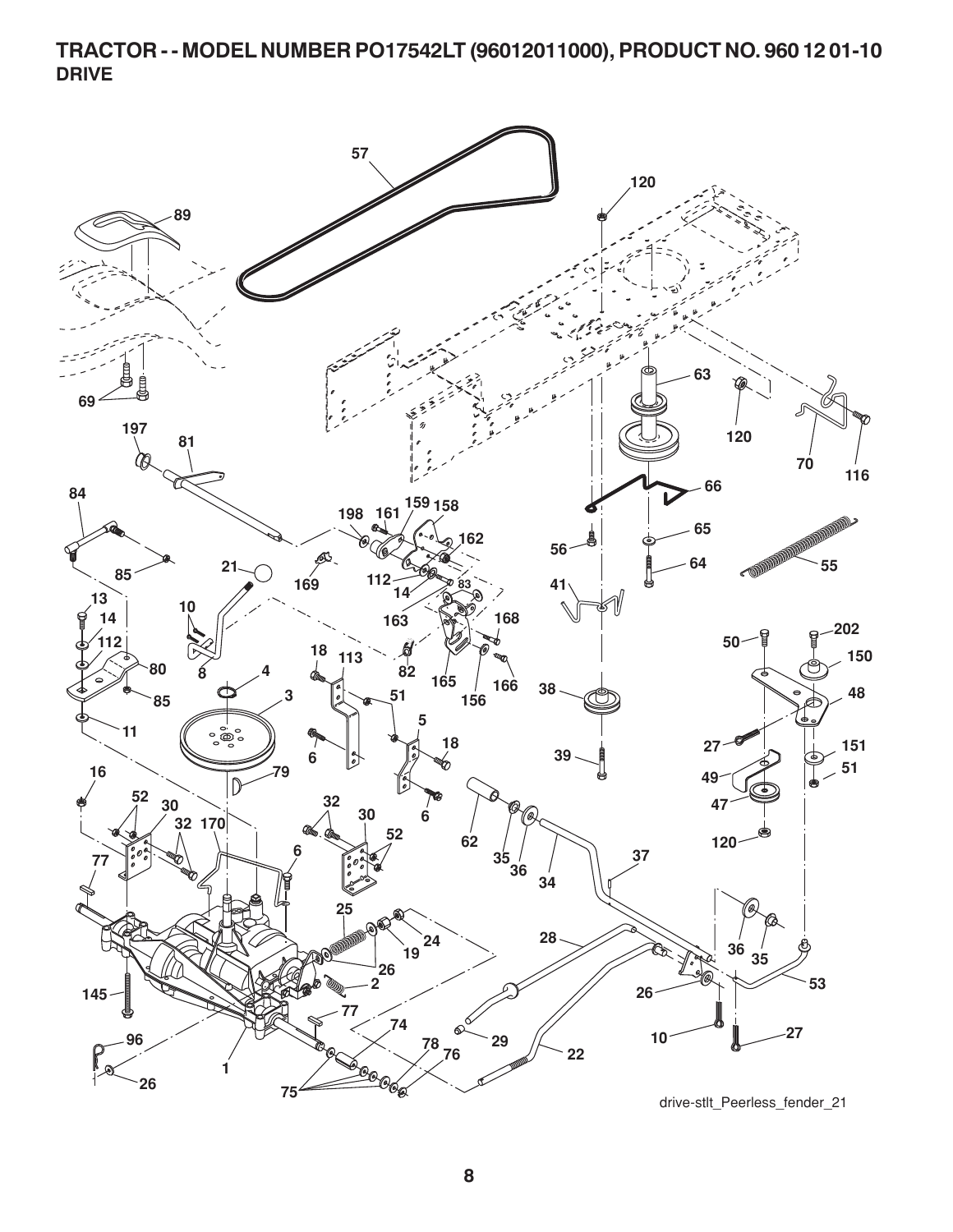# TRACTOR - - MODEL NUMBER PO17542LT (96012011000), PRODUCT NO. 960 12 01-10

## DRIVE

drive-stlt_Peerless_fender_21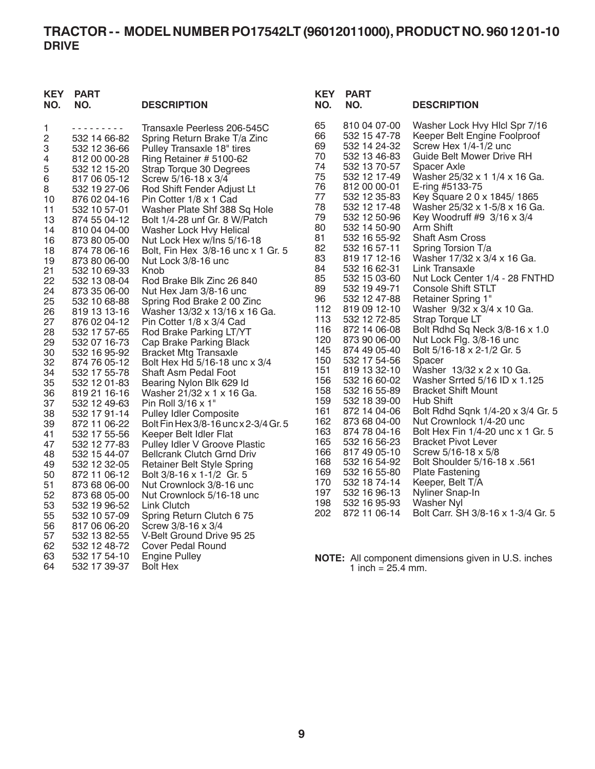# TRACTOR - - MODEL NUMBER PO17542LT (96012011000), PRODUCT NO. 960 12 01-10
## DRIVE

| KEY NO. | PART NO. | DESCRIPTION |
|---|---|---|
| 1 | - - - - - - - - - | Transaxle Peerless 206-545C |
| 2 | 532 14 66-82 | Spring Return Brake T/a Zinc |
| 3 | 532 12 36-66 | Pulley Transaxle 18" tires |
| 4 | 812 00 00-28 | Ring Retainer # 5100-62 |
| 5 | 532 12 15-20 | Strap Torque 30 Degrees |
| 6 | 817 06 05-12 | Screw 5/16-18 x 3/4 |
| 8 | 532 19 27-06 | Rod Shift Fender Adjust Lt |
| 10 | 876 02 04-16 | Pin Cotter 1/8 x 1 Cad |
| 11 | 532 10 57-01 | Washer Plate Shf 388 Sq Hole |
| 13 | 874 55 04-12 | Bolt 1/4-28 unf Gr. 8 W/Patch |
| 14 | 810 04 04-00 | Washer Lock Hvy Helical |
| 16 | 873 80 05-00 | Nut Lock Hex w/Ins 5/16-18 |
| 18 | 874 78 06-16 | Bolt, Fin Hex 3/8-16 unc x 1 Gr. 5 |
| 19 | 873 80 06-00 | Nut Lock 3/8-16 unc |
| 21 | 532 10 69-33 | Knob |
| 22 | 532 13 08-04 | Rod Brake Blk Zinc 26 840 |
| 24 | 873 35 06-00 | Nut Hex Jam 3/8-16 unc |
| 25 | 532 10 68-88 | Spring Rod Brake 2 00 Zinc |
| 26 | 819 13 13-16 | Washer 13/32 x 13/16 x 16 Ga. |
| 27 | 876 02 04-12 | Pin Cotter 1/8 x 3/4 Cad |
| 28 | 532 17 57-65 | Rod Brake Parking LT/YT |
| 29 | 532 07 16-73 | Cap Brake Parking Black |
| 30 | 532 16 95-92 | Bracket Mtg Transaxle |
| 32 | 874 76 05-12 | Bolt Hex Hd 5/16-18 unc x 3/4 |
| 34 | 532 17 55-78 | Shaft Asm Pedal Foot |
| 35 | 532 12 01-83 | Bearing Nylon Blk 629 Id |
| 36 | 819 21 16-16 | Washer 21/32 x 1 x 16 Ga. |
| 37 | 532 12 49-63 | Pin Roll 3/16 x 1" |
| 38 | 532 17 91-14 | Pulley Idler Composite |
| 39 | 872 11 06-22 | Bolt Fin Hex 3/8-16 unc x 2-3/4 Gr. 5 |
| 41 | 532 17 55-56 | Keeper Belt Idler Flat |
| 47 | 532 12 77-83 | Pulley Idler V Groove Plastic |
| 48 | 532 15 44-07 | Bellcrank Clutch Grnd Driv |
| 49 | 532 12 32-05 | Retainer Belt Style Spring |
| 50 | 872 11 06-12 | Bolt 3/8-16 x 1-1/2 Gr. 5 |
| 51 | 873 68 06-00 | Nut Crownlock 3/8-16 unc |
| 52 | 873 68 05-00 | Nut Crownlock 5/16-18 unc |
| 53 | 532 19 96-52 | Link Clutch |
| 55 | 532 10 57-09 | Spring Return Clutch 6 75 |
| 56 | 817 06 06-20 | Screw 3/8-16 x 3/4 |
| 57 | 532 13 82-55 | V-Belt Ground Drive 95 25 |
| 62 | 532 12 48-72 | Cover Pedal Round |
| 63 | 532 17 54-10 | Engine Pulley |
| 64 | 532 17 39-37 | Bolt Hex |
| 65 | 810 04 07-00 | Washer Lock Hvy Hlcl Spr 7/16 |
| 66 | 532 15 47-78 | Keeper Belt Engine Foolproof |
| 69 | 532 14 24-32 | Screw Hex 1/4-1/2 unc |
| 70 | 532 13 46-83 | Guide Belt Mower Drive RH |
| 74 | 532 13 70-57 | Spacer Axle |
| 75 | 532 12 17-49 | Washer 25/32 x 1 1/4 x 16 Ga. |
| 76 | 812 00 00-01 | E-ring #5133-75 |
| 77 | 532 12 35-83 | Key Square 2 0 x 1845/ 1865 |
| 78 | 532 12 17-48 | Washer 25/32 x 1-5/8 x 16 Ga. |
| 79 | 532 12 50-96 | Key Woodruff #9 3/16 x 3/4 |
| 80 | 532 14 50-90 | Arm Shift |
| 81 | 532 16 55-92 | Shaft Asm Cross |
| 82 | 532 16 57-11 | Spring Torsion T/a |
| 83 | 819 17 12-16 | Washer 17/32 x 3/4 x 16 Ga. |
| 84 | 532 16 62-31 | Link Transaxle |
| 85 | 532 15 03-60 | Nut Lock Center 1/4 - 28 FNTHD |
| 89 | 532 19 49-71 | Console Shift STLT |
| 96 | 532 12 47-88 | Retainer Spring 1" |
| 112 | 819 09 12-10 | Washer 9/32 x 3/4 x 10 Ga. |
| 113 | 532 12 72-85 | Strap Torque LT |
| 116 | 872 14 06-08 | Bolt Rdhd Sq Neck 3/8-16 x 1.0 |
| 120 | 873 90 06-00 | Nut Lock Flg. 3/8-16 unc |
| 145 | 874 49 05-40 | Bolt 5/16-18 x 2-1/2 Gr. 5 |
| 150 | 532 17 54-56 | Spacer |
| 151 | 819 13 32-10 | Washer 13/32 x 2 x 10 Ga. |
| 156 | 532 16 60-02 | Washer Srrted 5/16 ID x 1.125 |
| 158 | 532 16 55-89 | Bracket Shift Mount |
| 159 | 532 18 39-00 | Hub Shift |
| 161 | 872 14 04-06 | Bolt Rdhd Sqnk 1/4-20 x 3/4 Gr. 5 |
| 162 | 873 68 04-00 | Nut Crownlock 1/4-20 unc |
| 163 | 874 78 04-16 | Bolt Hex Fin 1/4-20 unc x 1 Gr. 5 |
| 165 | 532 16 56-23 | Bracket Pivot Lever |
| 166 | 817 49 05-10 | Screw 5/16-18 x 5/8 |
| 168 | 532 16 54-92 | Bolt Shoulder 5/16-18 x .561 |
| 169 | 532 16 55-80 | Plate Fastening |
| 170 | 532 18 74-14 | Keeper, Belt T/A |
| 197 | 532 16 96-13 | Nyliner Snap-In |
| 198 | 532 16 95-93 | Washer Nyl |
| 202 | 872 11 06-14 | Bolt Carr. SH 3/8-16 x 1-3/4 Gr. 5 |

**NOTE:** All component dimensions given in U.S. inches
1 inch = 25.4 mm.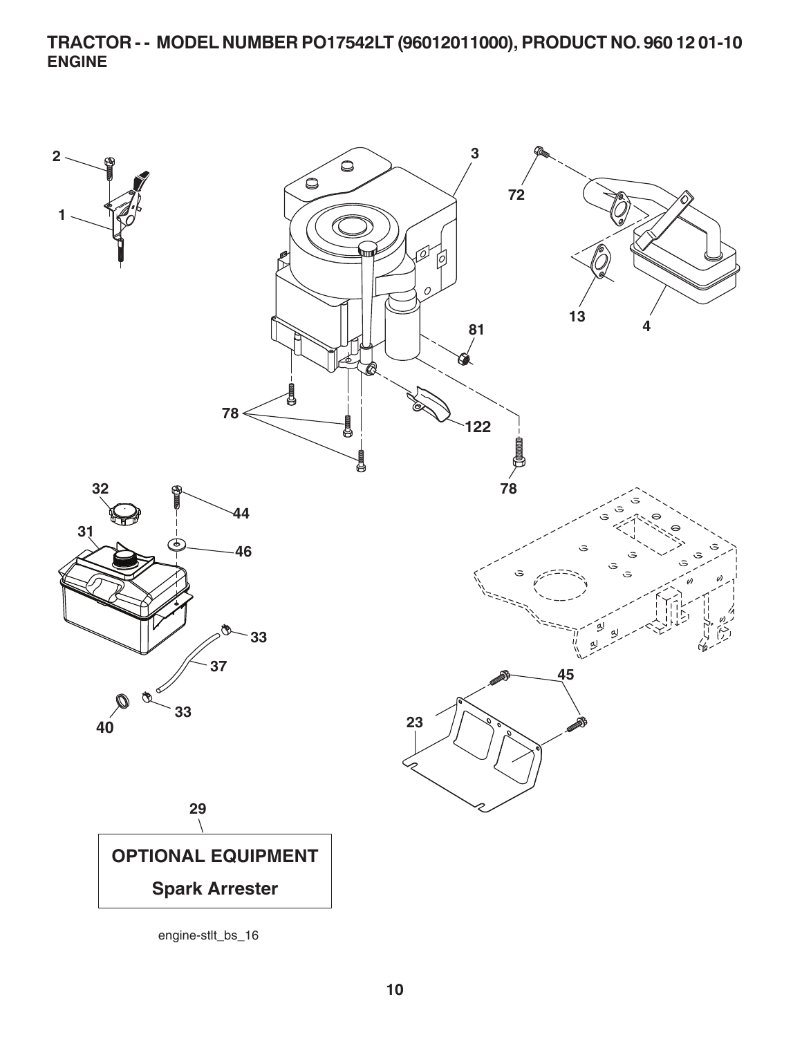# TRACTOR - - MODEL NUMBER PO17542LT (96012011000), PRODUCT NO. 960 12 01-10

## ENGINE

2

1

3

72

13

4

81

78

122

78

32

44

31

46

33

37

45

40

33

23

29

**OPTIONAL EQUIPMENT**

**Spark Arrester**

engine-stlt_bs_16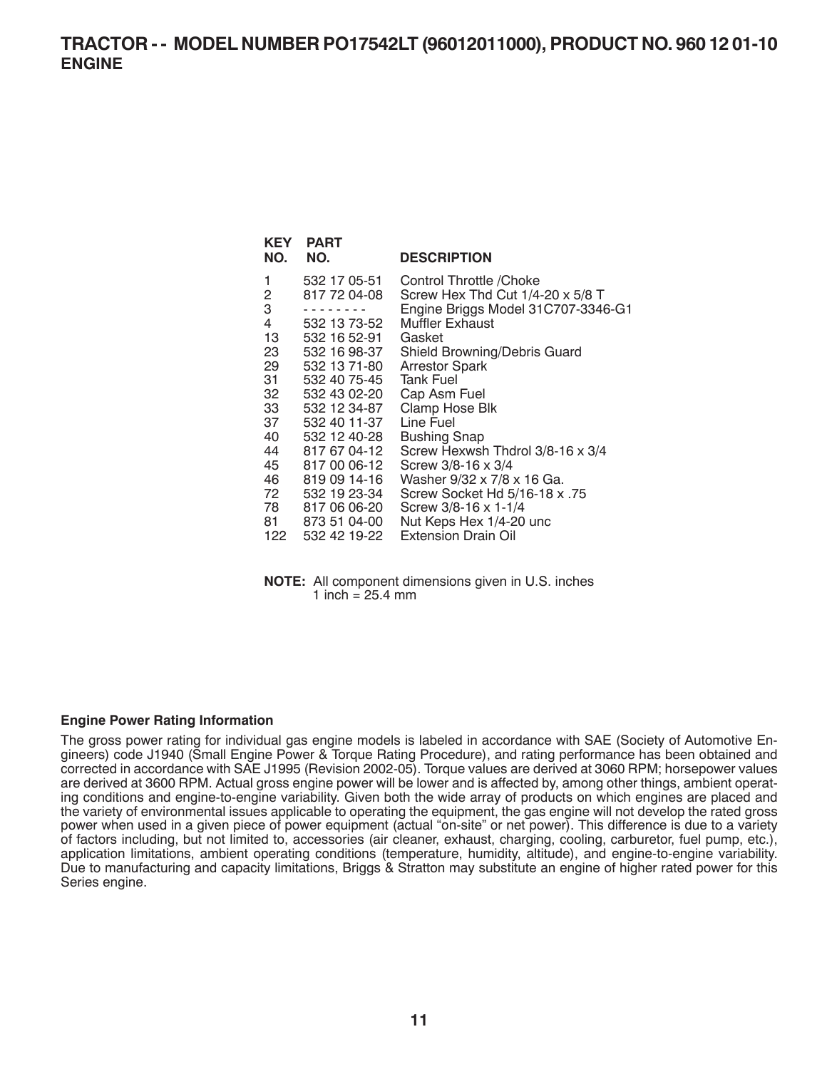# TRACTOR - - MODEL NUMBER PO17542LT (96012011000), PRODUCT NO. 960 12 01-10

## ENGINE

| KEY NO. | PART NO. | DESCRIPTION |
|---|---|---|
| 1 | 532 17 05-51 | Control Throttle /Choke |
| 2 | 817 72 04-08 | Screw Hex Thd Cut 1/4-20 x 5/8 T |
| 3 | - - - - - - - - | Engine Briggs Model 31C707-3346-G1 |
| 4 | 532 13 73-52 | Muffler Exhaust |
| 13 | 532 16 52-91 | Gasket |
| 23 | 532 16 98-37 | Shield Browning/Debris Guard |
| 29 | 532 13 71-80 | Arrestor Spark |
| 31 | 532 40 75-45 | Tank Fuel |
| 32 | 532 43 02-20 | Cap Asm Fuel |
| 33 | 532 12 34-87 | Clamp Hose Blk |
| 37 | 532 40 11-37 | Line Fuel |
| 40 | 532 12 40-28 | Bushing Snap |
| 44 | 817 67 04-12 | Screw Hexwsh Thdrol 3/8-16 x 3/4 |
| 45 | 817 00 06-12 | Screw 3/8-16 x 3/4 |
| 46 | 819 09 14-16 | Washer 9/32 x 7/8 x 16 Ga. |
| 72 | 532 19 23-34 | Screw Socket Hd 5/16-18 x .75 |
| 78 | 817 06 06-20 | Screw 3/8-16 x 1-1/4 |
| 81 | 873 51 04-00 | Nut Keps Hex 1/4-20 unc |
| 122 | 532 42 19-22 | Extension Drain Oil |

**NOTE:** All component dimensions given in U.S. inches
1 inch = 25.4 mm

**Engine Power Rating Information**

The gross power rating for individual gas engine models is labeled in accordance with SAE (Society of Automotive Engineers) code J1940 (Small Engine Power & Torque Rating Procedure), and rating performance has been obtained and corrected in accordance with SAE J1995 (Revision 2002-05). Torque values are derived at 3060 RPM; horsepower values are derived at 3600 RPM. Actual gross engine power will be lower and is affected by, among other things, ambient operating conditions and engine-to-engine variability. Given both the wide array of products on which engines are placed and the variety of environmental issues applicable to operating the equipment, the gas engine will not develop the rated gross power when used in a given piece of power equipment (actual "on-site" or net power). This difference is due to a variety of factors including, but not limited to, accessories (air cleaner, exhaust, charging, cooling, carburetor, fuel pump, etc.), application limitations, ambient operating conditions (temperature, humidity, altitude), and engine-to-engine variability. Due to manufacturing and capacity limitations, Briggs & Stratton may substitute an engine of higher rated power for this Series engine.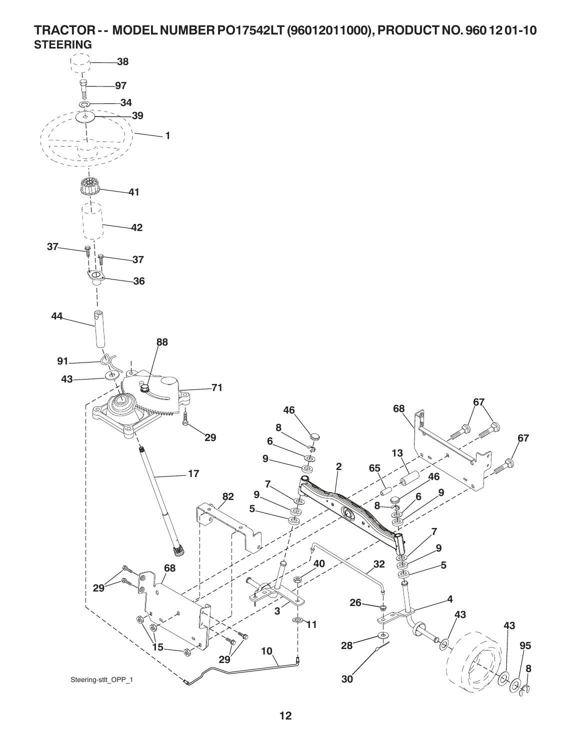# TRACTOR - - MODEL NUMBER PO17542LT (96012011000), PRODUCT NO. 960 12 01-10

## STEERING

38
97
34
39
1
41
42
37
37
36
44
88
91
43
71
29
17
82
68
29
15
29
10
46
8
6
9
2
7
9
5
65
13
46
8
6
9
68
67
67
7
9
5
40
32
3
11
26
4
43
43
95
8
28
30

Steering-stlt_OPP_1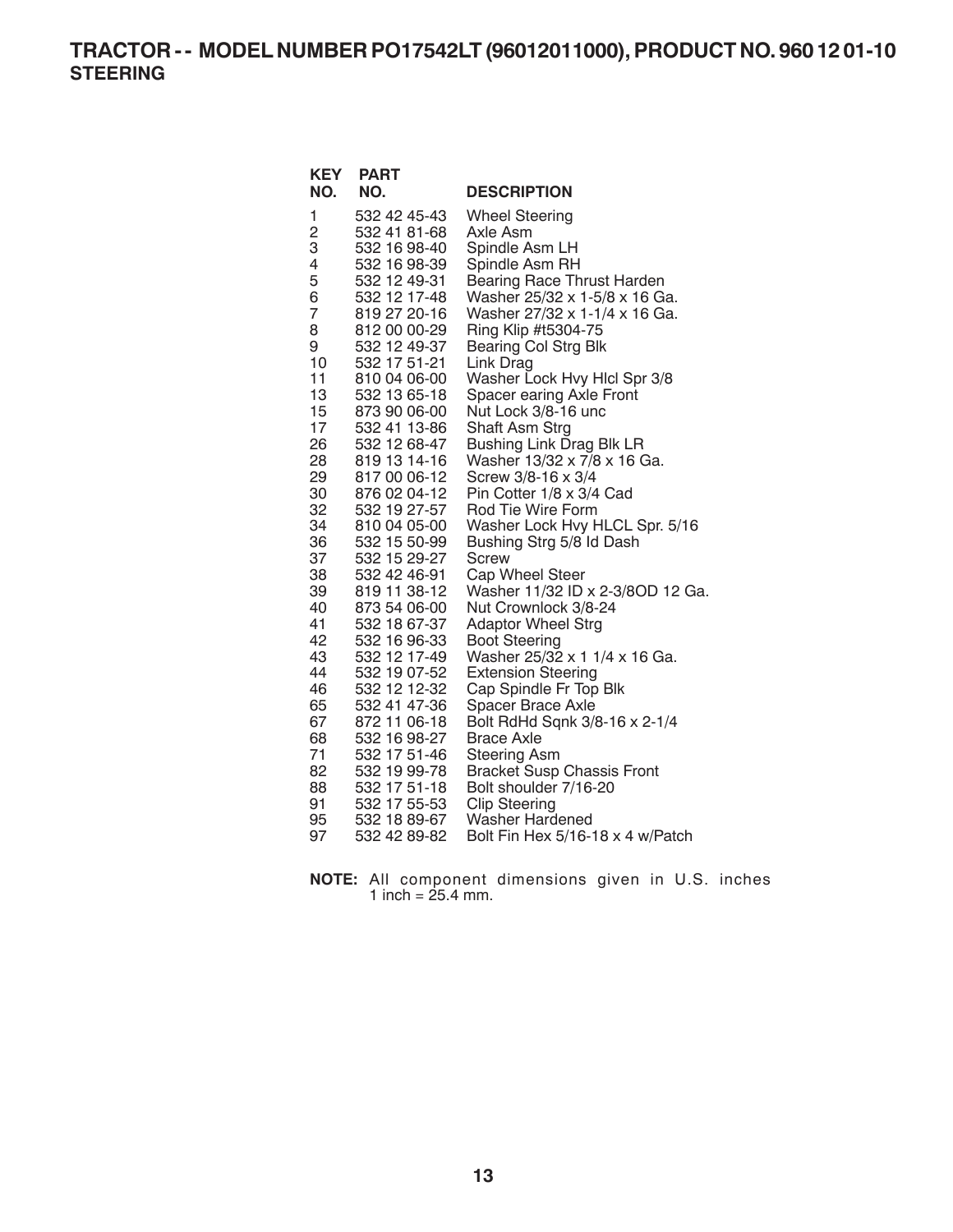# TRACTOR - - MODEL NUMBER PO17542LT (96012011000), PRODUCT NO. 960 12 01-10

## STEERING

| KEY NO. | PART NO. | DESCRIPTION |
|---|---|---|
| 1 | 532 42 45-43 | Wheel Steering |
| 2 | 532 41 81-68 | Axle Asm |
| 3 | 532 16 98-40 | Spindle Asm LH |
| 4 | 532 16 98-39 | Spindle Asm RH |
| 5 | 532 12 49-31 | Bearing Race Thrust Harden |
| 6 | 532 12 17-48 | Washer 25/32 x 1-5/8 x 16 Ga. |
| 7 | 819 27 20-16 | Washer 27/32 x 1-1/4 x 16 Ga. |
| 8 | 812 00 00-29 | Ring Klip #t5304-75 |
| 9 | 532 12 49-37 | Bearing Col Strg Blk |
| 10 | 532 17 51-21 | Link Drag |
| 11 | 810 04 06-00 | Washer Lock Hvy Hlcl Spr 3/8 |
| 13 | 532 13 65-18 | Spacer earing Axle Front |
| 15 | 873 90 06-00 | Nut Lock 3/8-16 unc |
| 17 | 532 41 13-86 | Shaft Asm Strg |
| 26 | 532 12 68-47 | Bushing Link Drag Blk LR |
| 28 | 819 13 14-16 | Washer 13/32 x 7/8 x 16 Ga. |
| 29 | 817 00 06-12 | Screw 3/8-16 x 3/4 |
| 30 | 876 02 04-12 | Pin Cotter 1/8 x 3/4 Cad |
| 32 | 532 19 27-57 | Rod Tie Wire Form |
| 34 | 810 04 05-00 | Washer Lock Hvy HLCL Spr. 5/16 |
| 36 | 532 15 50-99 | Bushing Strg 5/8 Id Dash |
| 37 | 532 15 29-27 | Screw |
| 38 | 532 42 46-91 | Cap Wheel Steer |
| 39 | 819 11 38-12 | Washer 11/32 ID x 2-3/8OD 12 Ga. |
| 40 | 873 54 06-00 | Nut Crownlock 3/8-24 |
| 41 | 532 18 67-37 | Adaptor Wheel Strg |
| 42 | 532 16 96-33 | Boot Steering |
| 43 | 532 12 17-49 | Washer 25/32 x 1 1/4 x 16 Ga. |
| 44 | 532 19 07-52 | Extension Steering |
| 46 | 532 12 12-32 | Cap Spindle Fr Top Blk |
| 65 | 532 41 47-36 | Spacer Brace Axle |
| 67 | 872 11 06-18 | Bolt RdHd Sqnk 3/8-16 x 2-1/4 |
| 68 | 532 16 98-27 | Brace Axle |
| 71 | 532 17 51-46 | Steering Asm |
| 82 | 532 19 99-78 | Bracket Susp Chassis Front |
| 88 | 532 17 51-18 | Bolt shoulder 7/16-20 |
| 91 | 532 17 55-53 | Clip Steering |
| 95 | 532 18 89-67 | Washer Hardened |
| 97 | 532 42 89-82 | Bolt Fin Hex 5/16-18 x 4 w/Patch |

**NOTE:** All component dimensions given in U.S. inches
1 inch = 25.4 mm.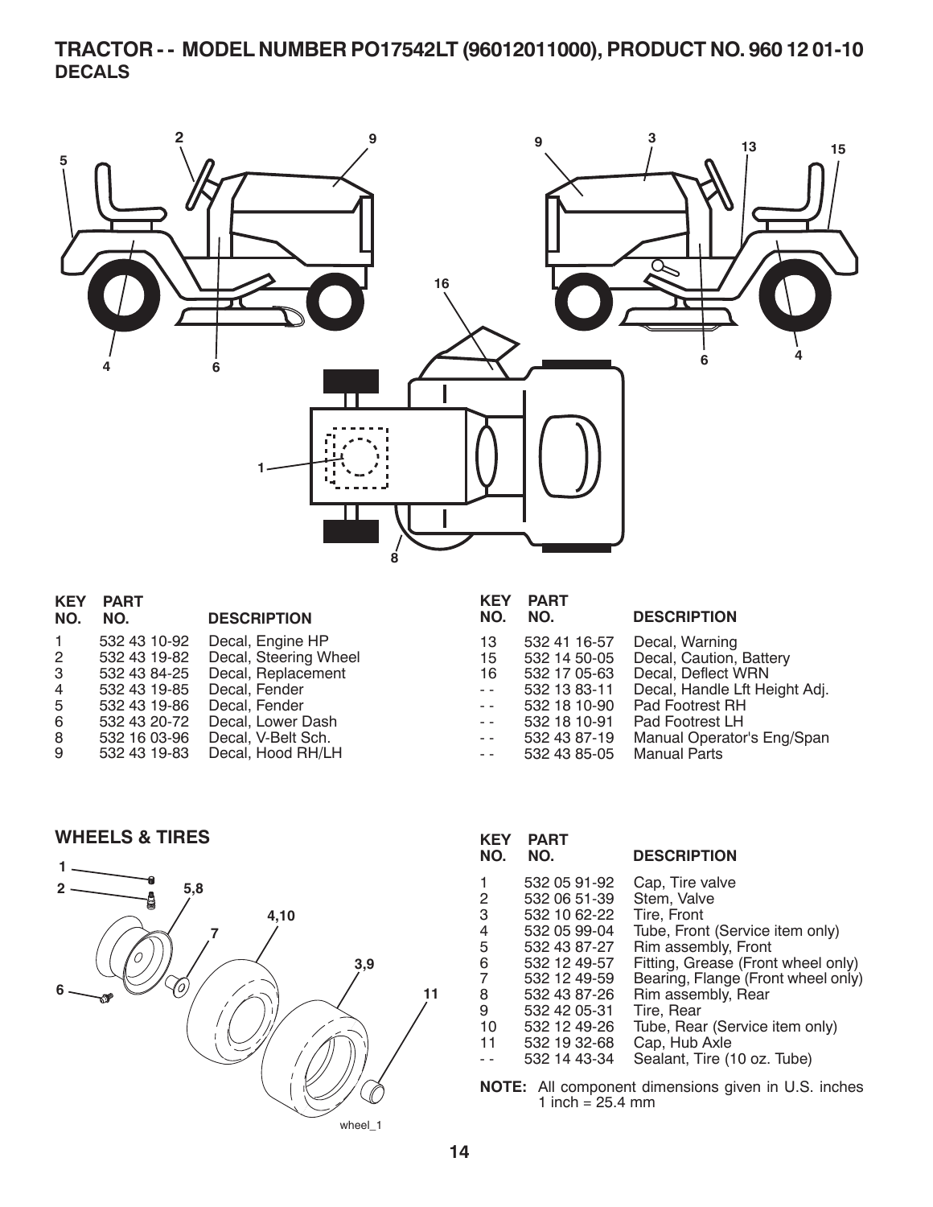# TRACTOR - - MODEL NUMBER PO17542LT (96012011000), PRODUCT NO. 960 12 01-10

## DECALS

| KEY NO. | PART NO. | DESCRIPTION |
|---|---|---|
| 1 | 532 43 10-92 | Decal, Engine HP |
| 2 | 532 43 19-82 | Decal, Steering Wheel |
| 3 | 532 43 84-25 | Decal, Replacement |
| 4 | 532 43 19-85 | Decal, Fender |
| 5 | 532 43 19-86 | Decal, Fender |
| 6 | 532 43 20-72 | Decal, Lower Dash |
| 8 | 532 16 03-96 | Decal, V-Belt Sch. |
| 9 | 532 43 19-83 | Decal, Hood RH/LH |
| 13 | 532 41 16-57 | Decal, Warning |
| 15 | 532 14 50-05 | Decal, Caution, Battery |
| 16 | 532 17 05-63 | Decal, Deflect WRN |
| - - | 532 13 83-11 | Decal, Handle Lft Height Adj. |
| - - | 532 18 10-90 | Pad Footrest RH |
| - - | 532 18 10-91 | Pad Footrest LH |
| - - | 532 43 87-19 | Manual Operator's Eng/Span |
| - - | 532 43 85-05 | Manual Parts |

## WHEELS & TIRES

| KEY NO. | PART NO. | DESCRIPTION |
|---|---|---|
| 1 | 532 05 91-92 | Cap, Tire valve |
| 2 | 532 06 51-39 | Stem, Valve |
| 3 | 532 10 62-22 | Tire, Front |
| 4 | 532 05 99-04 | Tube, Front (Service item only) |
| 5 | 532 43 87-27 | Rim assembly, Front |
| 6 | 532 12 49-57 | Fitting, Grease (Front wheel only) |
| 7 | 532 12 49-59 | Bearing, Flange (Front wheel only) |
| 8 | 532 43 87-26 | Rim assembly, Rear |
| 9 | 532 42 05-31 | Tire, Rear |
| 10 | 532 12 49-26 | Tube, Rear (Service item only) |
| 11 | 532 19 32-68 | Cap, Hub Axle |
| - - | 532 14 43-34 | Sealant, Tire (10 oz. Tube) |

**NOTE:** All component dimensions given in U.S. inches
1 inch = 25.4 mm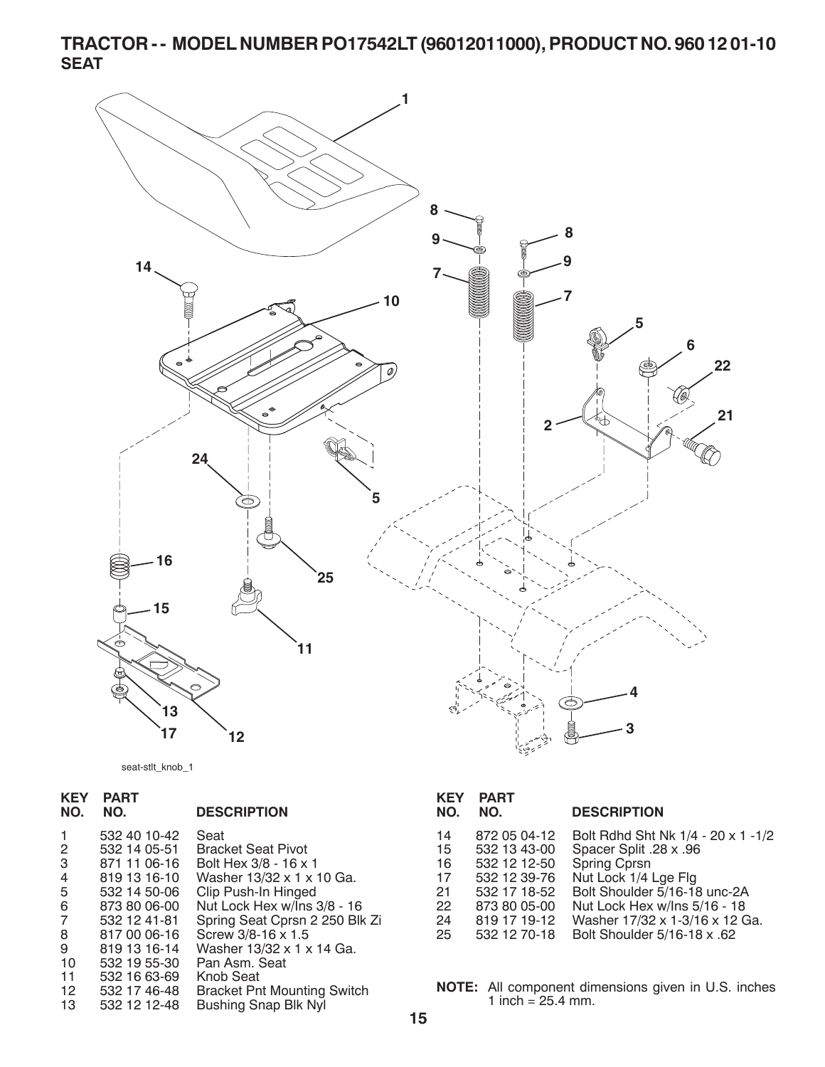# TRACTOR - - MODEL NUMBER PO17542LT (96012011000), PRODUCT NO. 960 12 01-10
## SEAT

seat-stlt_knob_1

| KEY NO. | PART NO. | DESCRIPTION |
|---|---|---|
| 1 | 532 40 10-42 | Seat |
| 2 | 532 14 05-51 | Bracket Seat Pivot |
| 3 | 871 11 06-16 | Bolt Hex 3/8 - 16 x 1 |
| 4 | 819 13 16-10 | Washer 13/32 x 1 x 10 Ga. |
| 5 | 532 14 50-06 | Clip Push-In Hinged |
| 6 | 873 80 06-00 | Nut Lock Hex w/Ins 3/8 - 16 |
| 7 | 532 12 41-81 | Spring Seat Cprsn 2 250 Blk Zi |
| 8 | 817 00 06-16 | Screw 3/8-16 x 1.5 |
| 9 | 819 13 16-14 | Washer 13/32 x 1 x 14 Ga. |
| 10 | 532 19 55-30 | Pan Asm. Seat |
| 11 | 532 16 63-69 | Knob Seat |
| 12 | 532 17 46-48 | Bracket Pnt Mounting Switch |
| 13 | 532 12 12-48 | Bushing Snap Blk Nyl |
| 14 | 872 05 04-12 | Bolt Rdhd Sht Nk 1/4 - 20 x 1 -1/2 |
| 15 | 532 13 43-00 | Spacer Split .28 x .96 |
| 16 | 532 12 12-50 | Spring Cprsn |
| 17 | 532 12 39-76 | Nut Lock 1/4 Lge Flg |
| 21 | 532 17 18-52 | Bolt Shoulder 5/16-18 unc-2A |
| 22 | 873 80 05-00 | Nut Lock Hex w/Ins 5/16 - 18 |
| 24 | 819 17 19-12 | Washer 17/32 x 1-3/16 x 12 Ga. |
| 25 | 532 12 70-18 | Bolt Shoulder 5/16-18 x .62 |

**NOTE:** All component dimensions given in U.S. inches 1 inch = 25.4 mm.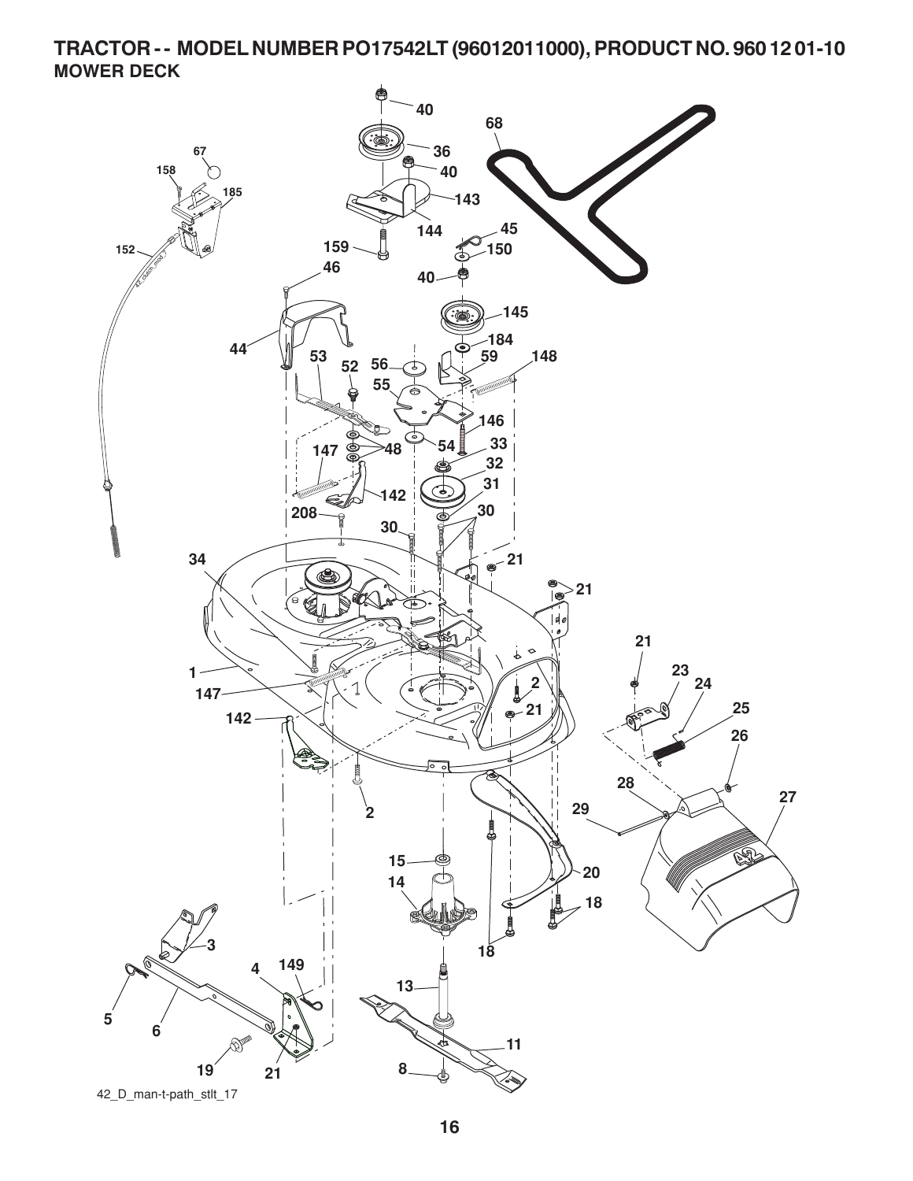# TRACTOR - - MODEL NUMBER PO17542LT (96012011000), PRODUCT NO. 960 12 01-10

## MOWER DECK

42_D_man-t-path_stlt_17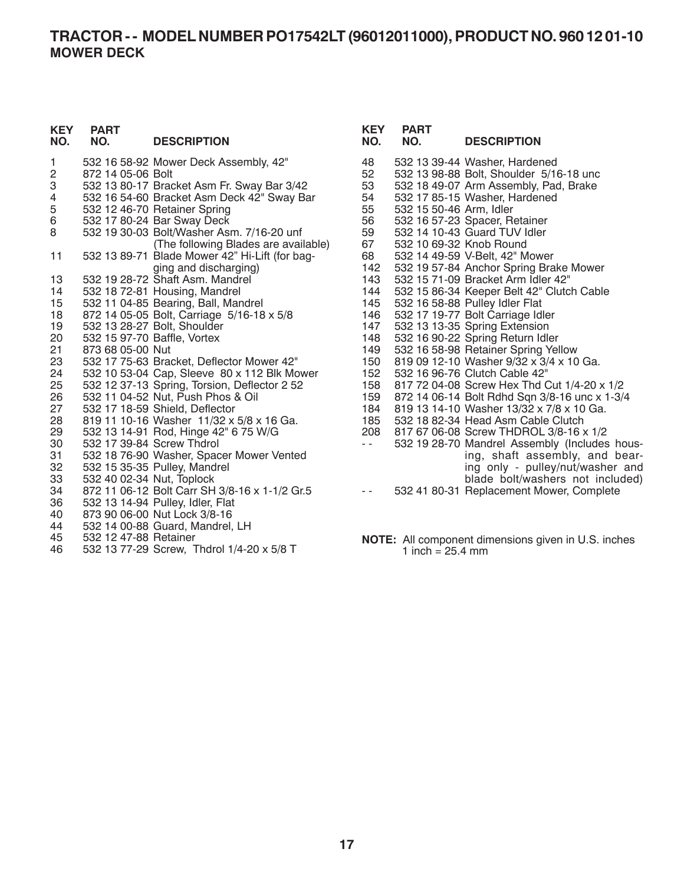# TRACTOR - - MODEL NUMBER PO17542LT (96012011000), PRODUCT NO. 960 12 01-10

## MOWER DECK

| KEY NO. | PART NO. | DESCRIPTION |
|---|---|---|
| 1 | 532 16 58-92 | Mower Deck Assembly, 42" |
| 2 | 872 14 05-06 | Bolt |
| 3 | 532 13 80-17 | Bracket Asm Fr. Sway Bar 3/42 |
| 4 | 532 16 54-60 | Bracket Asm Deck 42" Sway Bar |
| 5 | 532 12 46-70 | Retainer Spring |
| 6 | 532 17 80-24 | Bar Sway Deck |
| 8 | 532 19 30-03 | Bolt/Washer Asm. 7/16-20 unf |
| | | (The following Blades are available) |
| 11 | 532 13 89-71 | Blade Mower 42" Hi-Lift (for bagging and discharging) |
| 13 | 532 19 28-72 | Shaft Asm. Mandrel |
| 14 | 532 18 72-81 | Housing, Mandrel |
| 15 | 532 11 04-85 | Bearing, Ball, Mandrel |
| 18 | 872 14 05-05 | Bolt, Carriage 5/16-18 x 5/8 |
| 19 | 532 13 28-27 | Bolt, Shoulder |
| 20 | 532 15 97-70 | Baffle, Vortex |
| 21 | 873 68 05-00 | Nut |
| 23 | 532 17 75-63 | Bracket, Deflector Mower 42" |
| 24 | 532 10 53-04 | Cap, Sleeve 80 x 112 Blk Mower |
| 25 | 532 12 37-13 | Spring, Torsion, Deflector 2 52 |
| 26 | 532 11 04-52 | Nut, Push Phos & Oil |
| 27 | 532 17 18-59 | Shield, Deflector |
| 28 | 819 11 10-16 | Washer 11/32 x 5/8 x 16 Ga. |
| 29 | 532 13 14-91 | Rod, Hinge 42" 6 75 W/G |
| 30 | 532 17 39-84 | Screw Thdrol |
| 31 | 532 18 76-90 | Washer, Spacer Mower Vented |
| 32 | 532 15 35-35 | Pulley, Mandrel |
| 33 | 532 40 02-34 | Nut, Toplock |
| 34 | 872 11 06-12 | Bolt Carr SH 3/8-16 x 1-1/2 Gr.5 |
| 36 | 532 13 14-94 | Pulley, Idler, Flat |
| 40 | 873 90 06-00 | Nut Lock 3/8-16 |
| 44 | 532 14 00-88 | Guard, Mandrel, LH |
| 45 | 532 12 47-88 | Retainer |
| 46 | 532 13 77-29 | Screw, Thdrol 1/4-20 x 5/8 T |
| 48 | 532 13 39-44 | Washer, Hardened |
| 52 | 532 18 49-07 | Arm Assembly, Pad, Brake |
| 53 | 532 13 98-88 | Bolt, Shoulder 5/16-18 unc |
| 54 | 532 17 85-15 | Washer, Hardened |
| 55 | 532 15 50-46 | Arm, Idler |
| 56 | 532 16 57-23 | Spacer, Retainer |
| 59 | 532 14 10-43 | Guard TUV Idler |
| 67 | 532 10 69-32 | Knob Round |
| 68 | 532 14 49-59 | V-Belt, 42" Mower |
| 142 | 532 19 57-84 | Anchor Spring Brake Mower |
| 143 | 532 15 71-09 | Bracket Arm Idler 42" |
| 144 | 532 15 86-34 | Keeper Belt 42" Clutch Cable |
| 145 | 532 16 58-88 | Pulley Idler Flat |
| 146 | 532 17 19-77 | Bolt Carriage Idler |
| 147 | 532 13 13-35 | Spring Extension |
| 148 | 532 16 90-22 | Spring Return Idler |
| 149 | 532 16 58-98 | Retainer Spring Yellow |
| 150 | 819 09 12-10 | Washer 9/32 x 3/4 x 10 Ga. |
| 152 | 532 16 96-76 | Clutch Cable 42" |
| 158 | 817 72 04-08 | Screw Hex Thd Cut 1/4-20 x 1/2 |
| 159 | 872 14 06-14 | Bolt Rdhd Sqn 3/8-16 unc x 1-3/4 |
| 184 | 819 13 14-10 | Washer 13/32 x 7/8 x 10 Ga. |
| 185 | 532 18 82-34 | Head Asm Cable Clutch |
| 208 | 817 67 06-08 | Screw THDROL 3/8-16 x 1/2 |
| - - | 532 19 28-70 | Mandrel Assembly (Includes housing, shaft assembly, and bearing only - pulley/nut/washer and blade bolt/washers not included) |
| - - | 532 41 80-31 | Replacement Mower, Complete |

**NOTE:** All component dimensions given in U.S. inches
1 inch = 25.4 mm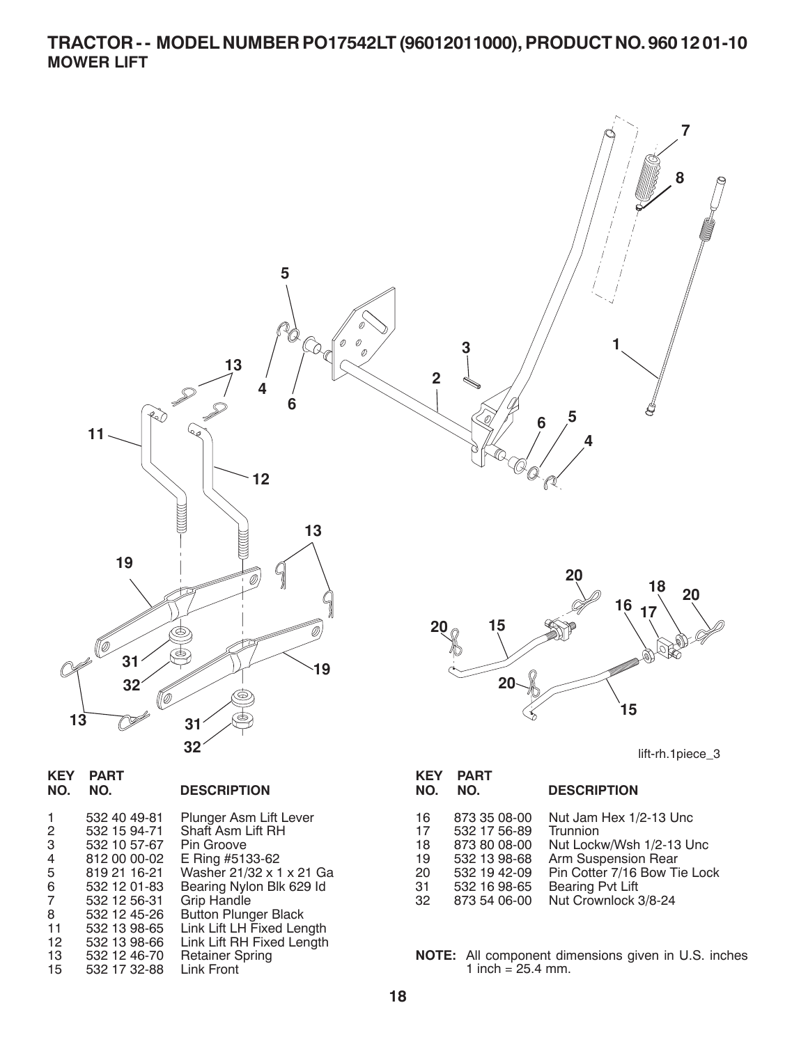# TRACTOR - - MODEL NUMBER PO17542LT (96012011000), PRODUCT NO. 960 12 01-10
## MOWER LIFT

lift-rh.1piece_3

| KEY NO. | PART NO. | DESCRIPTION |
|---|---|---|
| 1 | 532 40 49-81 | Plunger Asm Lift Lever |
| 2 | 532 15 94-71 | Shaft Asm Lift RH |
| 3 | 532 10 57-67 | Pin Groove |
| 4 | 812 00 00-02 | E Ring #5133-62 |
| 5 | 819 21 16-21 | Washer 21/32 x 1 x 21 Ga |
| 6 | 532 12 01-83 | Bearing Nylon Blk 629 Id |
| 7 | 532 12 56-31 | Grip Handle |
| 8 | 532 12 45-26 | Button Plunger Black |
| 11 | 532 13 98-65 | Link Lift LH Fixed Length |
| 12 | 532 13 98-66 | Link Lift RH Fixed Length |
| 13 | 532 12 46-70 | Retainer Spring |
| 15 | 532 17 32-88 | Link Front |
| 16 | 873 35 08-00 | Nut Jam Hex 1/2-13 Unc |
| 17 | 532 17 56-89 | Trunnion |
| 18 | 873 80 08-00 | Nut Lockw/Wsh 1/2-13 Unc |
| 19 | 532 13 98-68 | Arm Suspension Rear |
| 20 | 532 19 42-09 | Pin Cotter 7/16 Bow Tie Lock |
| 31 | 532 16 98-65 | Bearing Pvt Lift |
| 32 | 873 54 06-00 | Nut Crownlock 3/8-24 |

**NOTE:** All component dimensions given in U.S. inches 1 inch = 25.4 mm.